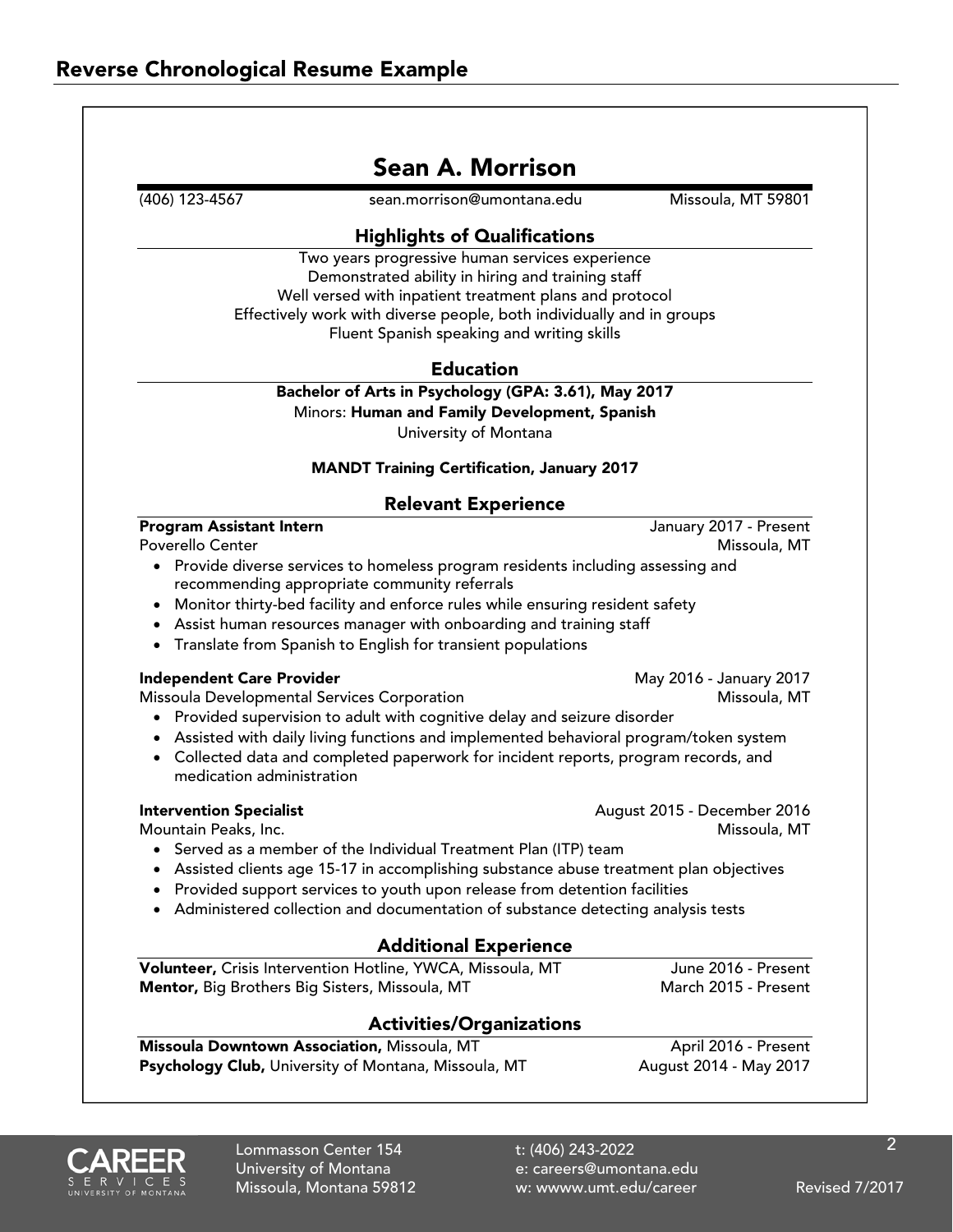# Reverse Chronological Resume Example

## Sean A. Morrison

(406) 123-4567 | sean.morrison@umontana.edu | Missoula, MT 59801

### Highlights of Qualifications

Two years progressive human services experience
Demonstrated ability in hiring and training staff
Well versed with inpatient treatment plans and protocol
Effectively work with diverse people, both individually and in groups
Fluent Spanish speaking and writing skills

### Education

**Bachelor of Arts in Psychology (GPA: 3.61), May 2017**
Minors: **Human and Family Development, Spanish**
University of Montana

**MANDT Training Certification, January 2017**

### Relevant Experience

**Program Assistant Intern** — January 2017 - Present
Poverello Center — Missoula, MT

- Provide diverse services to homeless program residents including assessing and recommending appropriate community referrals
- Monitor thirty-bed facility and enforce rules while ensuring resident safety
- Assist human resources manager with onboarding and training staff
- Translate from Spanish to English for transient populations

**Independent Care Provider** — May 2016 - January 2017
Missoula Developmental Services Corporation — Missoula, MT

- Provided supervision to adult with cognitive delay and seizure disorder
- Assisted with daily living functions and implemented behavioral program/token system
- Collected data and completed paperwork for incident reports, program records, and medication administration

**Intervention Specialist** — August 2015 - December 2016
Mountain Peaks, Inc. — Missoula, MT

- Served as a member of the Individual Treatment Plan (ITP) team
- Assisted clients age 15-17 in accomplishing substance abuse treatment plan objectives
- Provided support services to youth upon release from detention facilities
- Administered collection and documentation of substance detecting analysis tests

### Additional Experience

**Volunteer,** Crisis Intervention Hotline, YWCA, Missoula, MT — June 2016 - Present
**Mentor,** Big Brothers Big Sisters, Missoula, MT — March 2015 - Present

### Activities/Organizations

**Missoula Downtown Association,** Missoula, MT — April 2016 - Present
**Psychology Club,** University of Montana, Missoula, MT — August 2014 - May 2017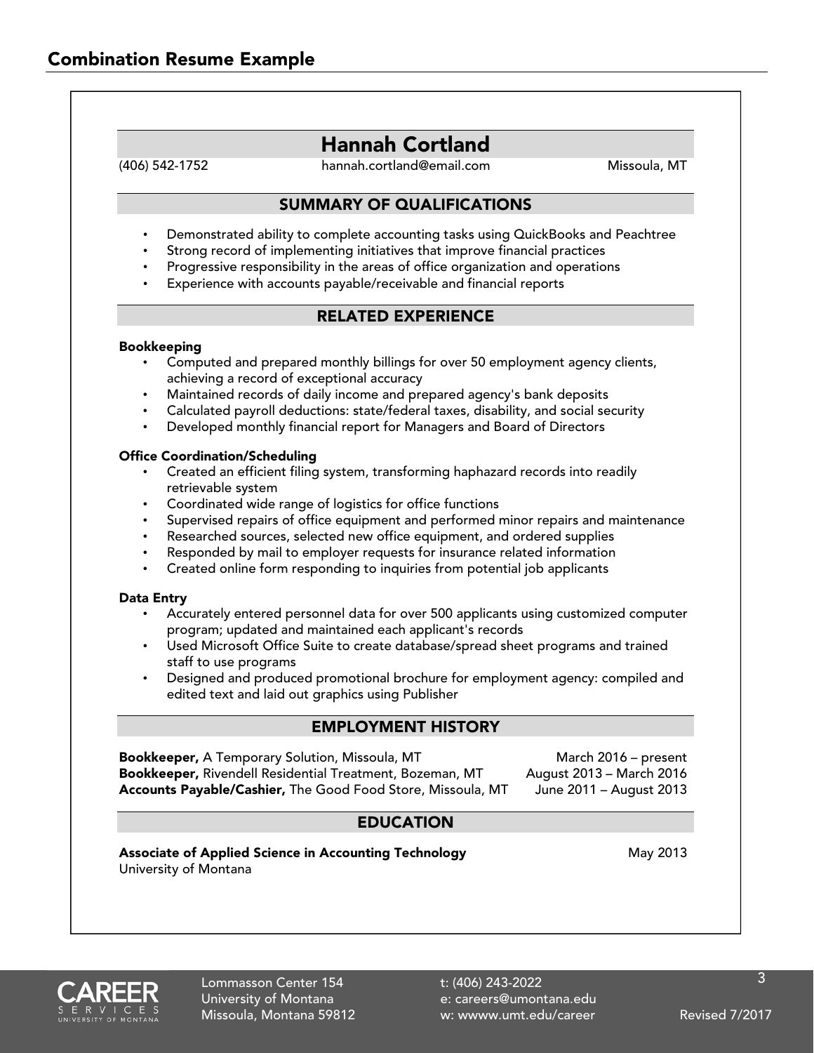## Combination Resume Example

# Hannah Cortland

(406) 542-1752 hannah.cortland@email.com Missoula, MT

## SUMMARY OF QUALIFICATIONS

- Demonstrated ability to complete accounting tasks using QuickBooks and Peachtree
- Strong record of implementing initiatives that improve financial practices
- Progressive responsibility in the areas of office organization and operations
- Experience with accounts payable/receivable and financial reports

## RELATED EXPERIENCE

**Bookkeeping**
- Computed and prepared monthly billings for over 50 employment agency clients, achieving a record of exceptional accuracy
- Maintained records of daily income and prepared agency's bank deposits
- Calculated payroll deductions: state/federal taxes, disability, and social security
- Developed monthly financial report for Managers and Board of Directors

**Office Coordination/Scheduling**
- Created an efficient filing system, transforming haphazard records into readily retrievable system
- Coordinated wide range of logistics for office functions
- Supervised repairs of office equipment and performed minor repairs and maintenance
- Researched sources, selected new office equipment, and ordered supplies
- Responded by mail to employer requests for insurance related information
- Created online form responding to inquiries from potential job applicants

**Data Entry**
- Accurately entered personnel data for over 500 applicants using customized computer program; updated and maintained each applicant's records
- Used Microsoft Office Suite to create database/spread sheet programs and trained staff to use programs
- Designed and produced promotional brochure for employment agency: compiled and edited text and laid out graphics using Publisher

## EMPLOYMENT HISTORY

**Bookkeeper,** A Temporary Solution, Missoula, MT — March 2016 – present
**Bookkeeper,** Rivendell Residential Treatment, Bozeman, MT — August 2013 – March 2016
**Accounts Payable/Cashier,** The Good Food Store, Missoula, MT — June 2011 – August 2013

## EDUCATION

**Associate of Applied Science in Accounting Technology** — May 2013
University of Montana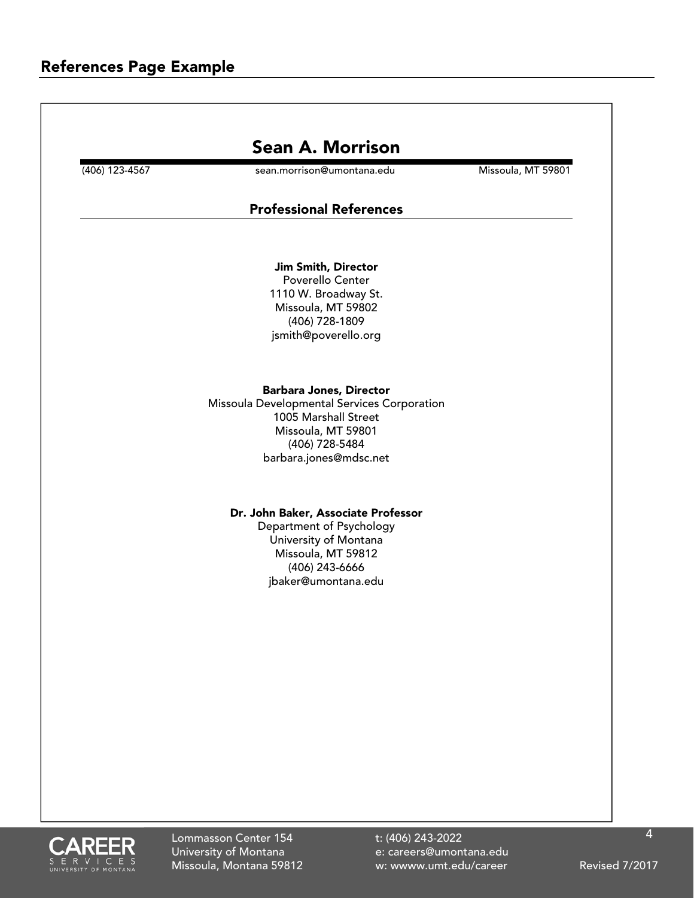## References Page Example

# Sean A. Morrison

(406) 123-4567 | sean.morrison@umontana.edu | Missoula, MT 59801

### Professional References

**Jim Smith, Director**
Poverello Center
1110 W. Broadway St.
Missoula, MT 59802
(406) 728-1809
jsmith@poverello.org

**Barbara Jones, Director**
Missoula Developmental Services Corporation
1005 Marshall Street
Missoula, MT 59801
(406) 728-5484
barbara.jones@mdsc.net

**Dr. John Baker, Associate Professor**
Department of Psychology
University of Montana
Missoula, MT 59812
(406) 243-6666
jbaker@umontana.edu